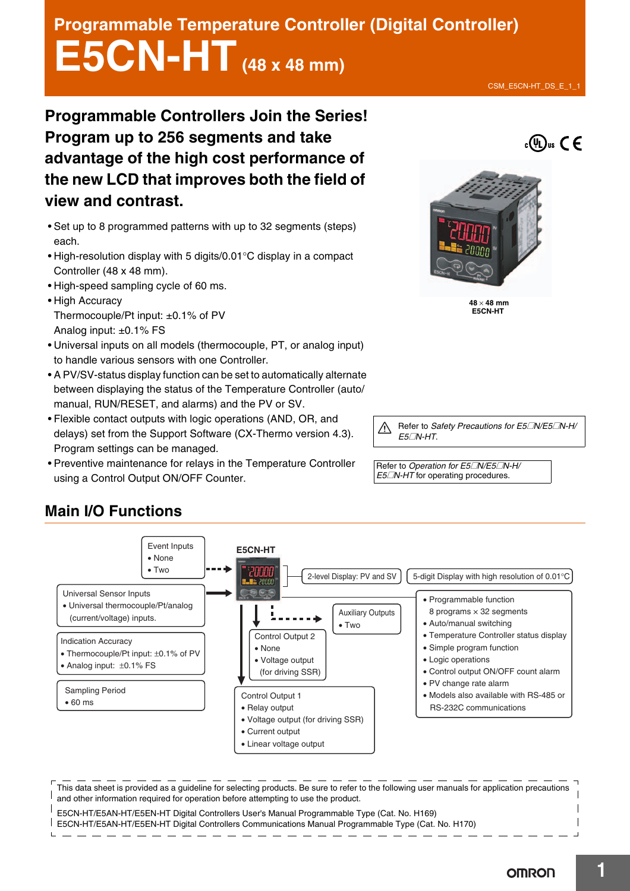# Programmable Temperature Controller (Digital Controller)

# E5CN-HT (48 x 48 mm)

CSM_E5CN-HT_DS_E_1_1

## Programmable Controllers Join the Series! Program up to 256 segments and take advantage of the high cost performance of the new LCD that improves both the field of view and contrast.

- Set up to 8 programmed patterns with up to 32 segments (steps) each.
- High-resolution display with 5 digits/0.01°C display in a compact Controller (48 x 48 mm).
- High-speed sampling cycle of 60 ms.
- High Accuracy
  Thermocouple/Pt input: ±0.1% of PV
  Analog input: ±0.1% FS
- Universal inputs on all models (thermocouple, PT, or analog input) to handle various sensors with one Controller.
- A PV/SV-status display function can be set to automatically alternate between displaying the status of the Temperature Controller (auto/manual, RUN/RESET, and alarms) and the PV or SV.
- Flexible contact outputs with logic operations (AND, OR, and delays) set from the Support Software (CX-Thermo version 4.3). Program settings can be managed.
- Preventive maintenance for relays in the Temperature Controller using a Control Output ON/OFF Counter.

48 × 48 mm
E5CN-HT

Refer to *Safety Precautions for E5□N/E5□N-H/E5□N-HT*.

Refer to *Operation for E5□N/E5□N-H/E5□N-HT* for operating procedures.

## Main I/O Functions

E5CN-HT

Event Inputs
- None
- Two

Universal Sensor Inputs
- Universal thermocouple/Pt/analog (current/voltage) inputs.

Indication Accuracy
- Thermocouple/Pt input: ±0.1% of PV
- Analog input: ±0.1% FS

Sampling Period
- 60 ms

2-level Display: PV and SV

5-digit Display with high resolution of 0.01°C

Auxiliary Outputs
- Two

Control Output 2
- None
- Voltage output (for driving SSR)

Control Output 1
- Relay output
- Voltage output (for driving SSR)
- Current output
- Linear voltage output

- Programmable function
  8 programs × 32 segments
- Auto/manual switching
- Temperature Controller status display
- Simple program function
- Logic operations
- Control output ON/OFF count alarm
- PV change rate alarm
- Models also available with RS-485 or RS-232C communications

This data sheet is provided as a guideline for selecting products. Be sure to refer to the following user manuals for application precautions and other information required for operation before attempting to use the product.

E5CN-HT/E5AN-HT/E5EN-HT Digital Controllers User's Manual Programmable Type (Cat. No. H169)
E5CN-HT/E5AN-HT/E5EN-HT Digital Controllers Communications Manual Programmable Type (Cat. No. H170)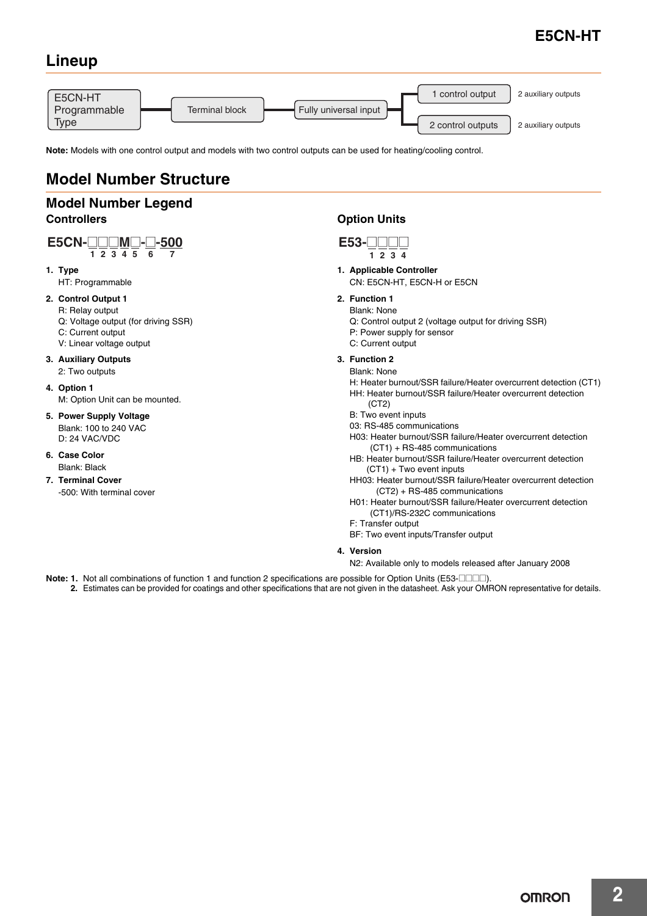## Lineup

E5CN-HT Programmable Type → Terminal block → Fully universal input → 1 control output (2 auxiliary outputs) / 2 control outputs (2 auxiliary outputs)

**Note:** Models with one control output and models with two control outputs can be used for heating/cooling control.

# Model Number Structure

## Model Number Legend

### Controllers

**E5CN-□□□M□-□-500**
1 2 3 4 5 6 7

1. **Type**
   HT: Programmable
2. **Control Output 1**
   R: Relay output
   Q: Voltage output (for driving SSR)
   C: Current output
   V: Linear voltage output
3. **Auxiliary Outputs**
   2: Two outputs
4. **Option 1**
   M: Option Unit can be mounted.
5. **Power Supply Voltage**
   Blank: 100 to 240 VAC
   D: 24 VAC/VDC
6. **Case Color**
   Blank: Black
7. **Terminal Cover**
   -500: With terminal cover

### Option Units

**E53-□□□□**
1 2 3 4

1. **Applicable Controller**
   CN: E5CN-HT, E5CN-H or E5CN
2. **Function 1**
   Blank: None
   Q: Control output 2 (voltage output for driving SSR)
   P: Power supply for sensor
   C: Current output
3. **Function 2**
   Blank: None
   H: Heater burnout/SSR failure/Heater overcurrent detection (CT1)
   HH: Heater burnout/SSR failure/Heater overcurrent detection (CT2)
   B: Two event inputs
   03: RS-485 communications
   H03: Heater burnout/SSR failure/Heater overcurrent detection (CT1) + RS-485 communications
   HB: Heater burnout/SSR failure/Heater overcurrent detection (CT1) + Two event inputs
   HH03: Heater burnout/SSR failure/Heater overcurrent detection (CT2) + RS-485 communications
   H01: Heater burnout/SSR failure/Heater overcurrent detection (CT1)/RS-232C communications
   F: Transfer output
   BF: Two event inputs/Transfer output
4. **Version**
   N2: Available only to models released after January 2008

**Note: 1.** Not all combinations of function 1 and function 2 specifications are possible for Option Units (E53-□□□□).
**2.** Estimates can be provided for coatings and other specifications that are not given in the datasheet. Ask your OMRON representative for details.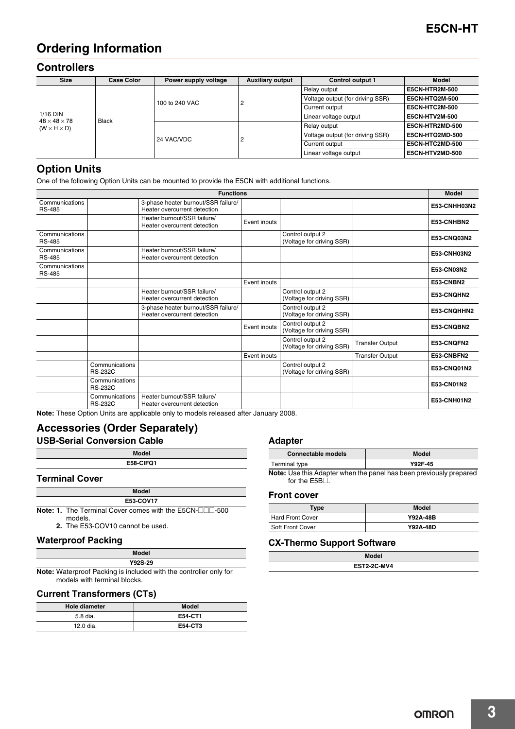# Ordering Information

## Controllers

| Size | Case Color | Power supply voltage | Auxiliary output | Control output 1 | Model |
|---|---|---|---|---|---|
| 1/16 DIN 48 × 48 × 78 (W × H × D) | Black | 100 to 240 VAC | 2 | Relay output | **E5CN-HTR2M-500** |
| | | | | Voltage output (for driving SSR) | **E5CN-HTQ2M-500** |
| | | | | Current output | **E5CN-HTC2M-500** |
| | | | | Linear voltage output | **E5CN-HTV2M-500** |
| | | 24 VAC/VDC | 2 | Relay output | **E5CN-HTR2MD-500** |
| | | | | Voltage output (for driving SSR) | **E5CN-HTQ2MD-500** |
| | | | | Current output | **E5CN-HTC2MD-500** |
| | | | | Linear voltage output | **E5CN-HTV2MD-500** |

## Option Units

One of the following Option Units can be mounted to provide the E5CN with additional functions.

| Functions | | | | | | Model |
|---|---|---|---|---|---|---|
| Communications RS-485 | | 3-phase heater burnout/SSR failure/ Heater overcurrent detection | | | | **E53-CNHH03N2** |
| | | Heater burnout/SSR failure/ Heater overcurrent detection | Event inputs | | | **E53-CNHBN2** |
| Communications RS-485 | | | | Control output 2 (Voltage for driving SSR) | | **E53-CNQ03N2** |
| Communications RS-485 | | Heater burnout/SSR failure/ Heater overcurrent detection | | | | **E53-CNH03N2** |
| Communications RS-485 | | | | | | **E53-CN03N2** |
| | | | Event inputs | | | **E53-CNBN2** |
| | | Heater burnout/SSR failure/ Heater overcurrent detection | | Control output 2 (Voltage for driving SSR) | | **E53-CNQHN2** |
| | | 3-phase heater burnout/SSR failure/ Heater overcurrent detection | | Control output 2 (Voltage for driving SSR) | | **E53-CNQHHN2** |
| | | | Event inputs | Control output 2 (Voltage for driving SSR) | | **E53-CNQBN2** |
| | | | | Control output 2 (Voltage for driving SSR) | Transfer Output | **E53-CNQFN2** |
| | | | Event inputs | | Transfer Output | **E53-CNBFN2** |
| | Communications RS-232C | | | Control output 2 (Voltage for driving SSR) | | **E53-CNQ01N2** |
| | Communications RS-232C | | | | | **E53-CN01N2** |
| | Communications RS-232C | Heater burnout/SSR failure/ Heater overcurrent detection | | | | **E53-CNH01N2** |

**Note:** These Option Units are applicable only to models released after January 2008.

## Accessories (Order Separately)

### USB-Serial Conversion Cable

| Model |
|---|
| **E58-CIFQ1** |

### Terminal Cover

| Model |
|---|
| **E53-COV17** |

**Note: 1.** The Terminal Cover comes with the E5CN-□□□-500 models.
**2.** The E53-COV10 cannot be used.

### Waterproof Packing

| Model |
|---|
| **Y92S-29** |

**Note:** Waterproof Packing is included with the controller only for models with terminal blocks.

### Current Transformers (CTs)

| Hole diameter | Model |
|---|---|
| 5.8 dia. | **E54-CT1** |
| 12.0 dia. | **E54-CT3** |

### Adapter

| Connectable models | Model |
|---|---|
| Terminal type | **Y92F-45** |

**Note:** Use this Adapter when the panel has been previously prepared for the E5B□.

### Front cover

| Type | Model |
|---|---|
| Hard Front Cover | **Y92A-48B** |
| Soft Front Cover | **Y92A-48D** |

### CX-Thermo Support Software

| Model |
|---|
| **EST2-2C-MV4** |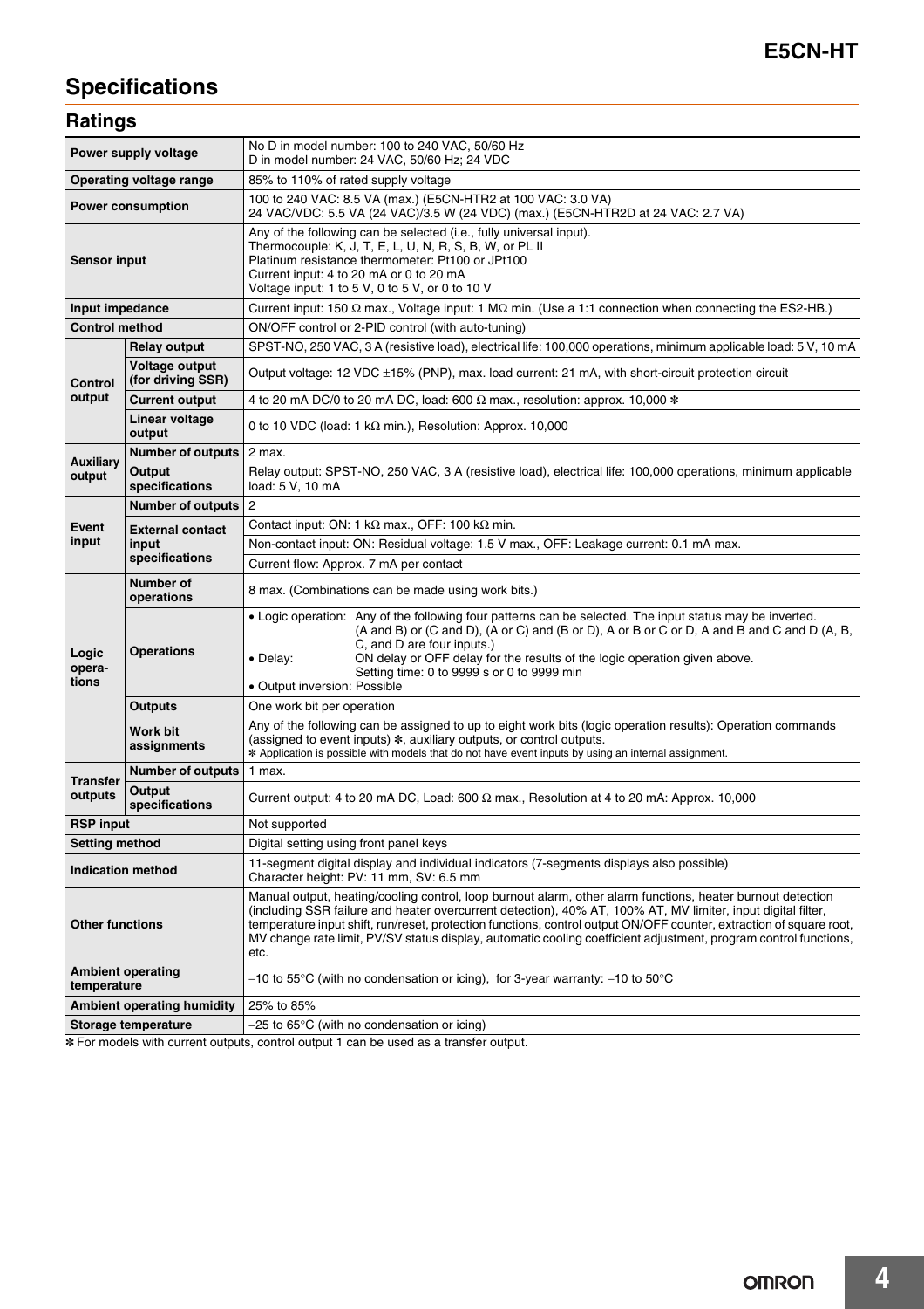# Specifications

## Ratings

| | | |
|---|---|---|
| **Power supply voltage** | | No D in model number: 100 to 240 VAC, 50/60 Hz<br>D in model number: 24 VAC, 50/60 Hz; 24 VDC |
| **Operating voltage range** | | 85% to 110% of rated supply voltage |
| **Power consumption** | | 100 to 240 VAC: 8.5 VA (max.) (E5CN-HTR2 at 100 VAC: 3.0 VA)<br>24 VAC/VDC: 5.5 VA (24 VAC)/3.5 W (24 VDC) (max.) (E5CN-HTR2D at 24 VAC: 2.7 VA) |
| **Sensor input** | | Any of the following can be selected (i.e., fully universal input).<br>Thermocouple: K, J, T, E, L, U, N, R, S, B, W, or PL II<br>Platinum resistance thermometer: Pt100 or JPt100<br>Current input: 4 to 20 mA or 0 to 20 mA<br>Voltage input: 1 to 5 V, 0 to 5 V, or 0 to 10 V |
| **Input impedance** | | Current input: 150 Ω max., Voltage input: 1 MΩ min. (Use a 1:1 connection when connecting the ES2-HB.) |
| **Control method** | | ON/OFF control or 2-PID control (with auto-tuning) |
| **Control output** | **Relay output** | SPST-NO, 250 VAC, 3 A (resistive load), electrical life: 100,000 operations, minimum applicable load: 5 V, 10 mA |
| | **Voltage output (for driving SSR)** | Output voltage: 12 VDC ±15% (PNP), max. load current: 21 mA, with short-circuit protection circuit |
| | **Current output** | 4 to 20 mA DC/0 to 20 mA DC, load: 600 Ω max., resolution: approx. 10,000 * |
| | **Linear voltage output** | 0 to 10 VDC (load: 1 kΩ min.), Resolution: Approx. 10,000 |
| **Auxiliary output** | **Number of outputs** | 2 max. |
| | **Output specifications** | Relay output: SPST-NO, 250 VAC, 3 A (resistive load), electrical life: 100,000 operations, minimum applicable load: 5 V, 10 mA |
| **Event input** | **Number of outputs** | 2 |
| | **External contact input specifications** | Contact input: ON: 1 kΩ max., OFF: 100 kΩ min. |
| | | Non-contact input: ON: Residual voltage: 1.5 V max., OFF: Leakage current: 0.1 mA max. |
| | | Current flow: Approx. 7 mA per contact |
| **Logic operations** | **Number of operations** | 8 max. (Combinations can be made using work bits.) |
| | **Operations** | • Logic operation: Any of the following four patterns can be selected. The input status may be inverted. (A and B) or (C and D), (A or C) and (B or D), A or B or C or D, A and B and C and D (A, B, C, and D are four inputs.)<br>• Delay: ON delay or OFF delay for the results of the logic operation given above. Setting time: 0 to 9999 s or 0 to 9999 min<br>• Output inversion: Possible |
| | **Outputs** | One work bit per operation |
| | **Work bit assignments** | Any of the following can be assigned to up to eight work bits (logic operation results): Operation commands (assigned to event inputs) *, auxiliary outputs, or control outputs.<br>* Application is possible with models that do not have event inputs by using an internal assignment. |
| **Transfer outputs** | **Number of outputs** | 1 max. |
| | **Output specifications** | Current output: 4 to 20 mA DC, Load: 600 Ω max., Resolution at 4 to 20 mA: Approx. 10,000 |
| **RSP input** | | Not supported |
| **Setting method** | | Digital setting using front panel keys |
| **Indication method** | | 11-segment digital display and individual indicators (7-segments displays also possible)<br>Character height: PV: 11 mm, SV: 6.5 mm |
| **Other functions** | | Manual output, heating/cooling control, loop burnout alarm, other alarm functions, heater burnout detection (including SSR failure and heater overcurrent detection), 40% AT, 100% AT, MV limiter, input digital filter, temperature input shift, run/reset, protection functions, control output ON/OFF counter, extraction of square root, MV change rate limit, PV/SV status display, automatic cooling coefficient adjustment, program control functions, etc. |
| **Ambient operating temperature** | | −10 to 55°C (with no condensation or icing), for 3-year warranty: −10 to 50°C |
| **Ambient operating humidity** | | 25% to 85% |
| **Storage temperature** | | −25 to 65°C (with no condensation or icing) |

* For models with current outputs, control output 1 can be used as a transfer output.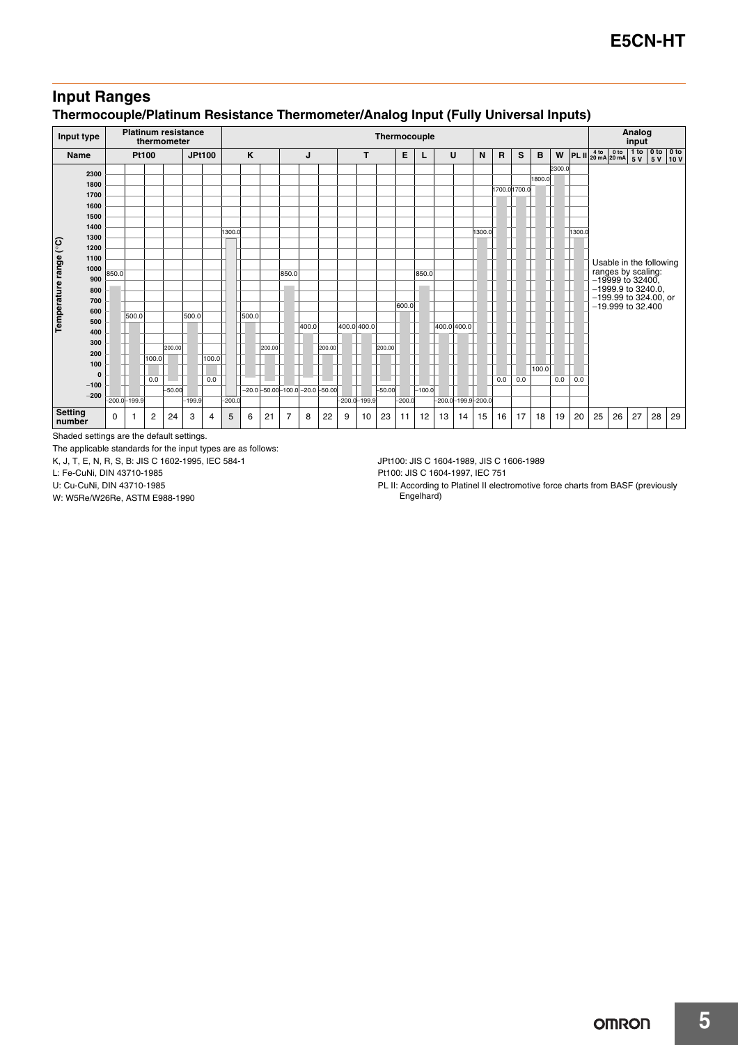## Input Ranges

### Thermocouple/Platinum Resistance Thermometer/Analog Input (Fully Universal Inputs)

| Input type | Platinum resistance thermometer | | | | | | Thermocouple | | | | | | | | | | | | | | | | | | | | Analog input | | | | |
|---|---|---|---|---|---|---|---|---|---|---|---|---|---|---|---|---|---|---|---|---|---|---|---|---|---|---|---|---|---|---|---|
| Name | Pt100 | | | | JPt100 | | K | | | J | | | T | | | E | L | U | | N | R | S | B | W | PL II | 4 to 20 mA | 0 to 20 mA | 1 to 5 V | 0 to 5 V | 0 to 10 V |
| Temperature range (°C) upper limit | 850.0 | 500.0 | 100.0 | 200.00 | 500.0 | 100.0 | 1300.0 | 500.0 | 200.00 | 850.0 | 400.0 | 200.00 | 400.0 | 400.0 | 200.00 | 600.0 | 850.0 | 400.0 | 400.0 | 1300.0 | 1700.0 | 1700.0 | 1800.0 | 2300.0 | 1300.0 | Usable in the following ranges by scaling: −19999 to 32400, −1999.9 to 3240.0, −199.99 to 324.00, or −19.999 to 32.400 | | | | |
| Temperature range (°C) lower limit | −200.0 | −199.9 | 0.0 | −50.00 | −199.9 | 0.0 | −200.0 | −20.0 | −50.00 | −100.0 | −20.0 | −50.00 | −200.0 | −199.9 | −50.00 | −200.0 | −100.0 | −200.0 | −199.9 | −200.0 | 0.0 | 0.0 | 100.0 | 0.0 | 0.0 | | | | | |
| Setting number | 0 | 1 | 2 | 24 | 3 | 4 | 5 | 6 | 21 | 7 | 8 | 22 | 9 | 10 | 23 | 11 | 12 | 13 | 14 | 15 | 16 | 17 | 18 | 19 | 20 | 25 | 26 | 27 | 28 | 29 |

Shaded settings are the default settings.

The applicable standards for the input types are as follows:

K, J, T, E, N, R, S, B: JIS C 1602-1995, IEC 584-1

L: Fe-CuNi, DIN 43710-1985

U: Cu-CuNi, DIN 43710-1985

W: W5Re/W26Re, ASTM E988-1990

JPt100: JIS C 1604-1989, JIS C 1606-1989

Pt100: JIS C 1604-1997, IEC 751

PL II: According to Platinel II electromotive force charts from BASF (previously Engelhard)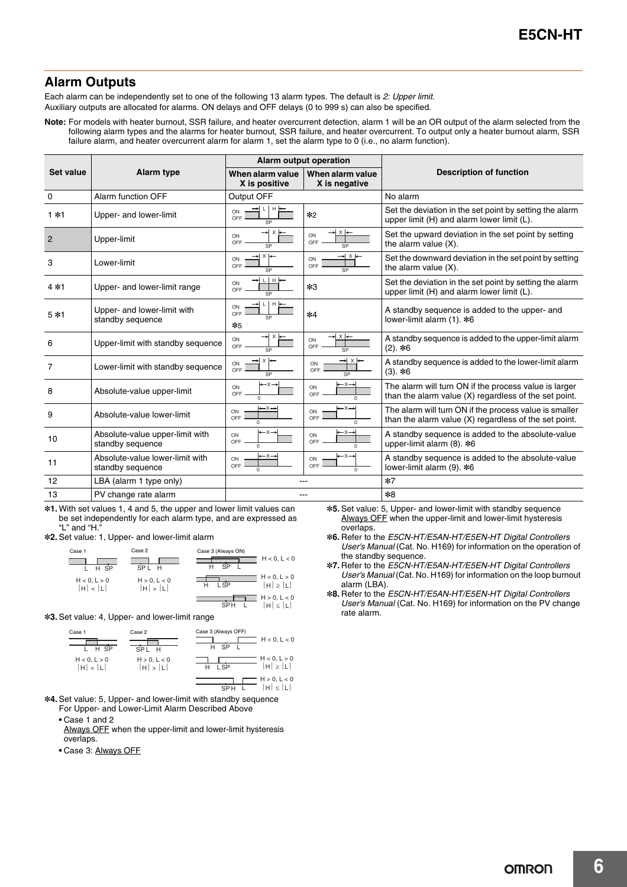## Alarm Outputs

Each alarm can be independently set to one of the following 13 alarm types. The default is *2: Upper limit*.
Auxiliary outputs are allocated for alarms. ON delays and OFF delays (0 to 999 s) can also be specified.

**Note:** For models with heater burnout, SSR failure, and heater overcurrent detection, alarm 1 will be an OR output of the alarm selected from the following alarm types and the alarms for heater burnout, SSR failure, and heater overcurrent. To output only a heater burnout alarm, SSR failure alarm, and heater overcurrent alarm for alarm 1, set the alarm type to 0 (i.e., no alarm function).

| Set value | Alarm type | Alarm output operation | | Description of function |
|---|---|---|---|---|
| | | When alarm value X is positive | When alarm value X is negative | |
| 0 | Alarm function OFF | Output OFF | | No alarm |
| 1 *1 | Upper- and lower-limit | ON/OFF (L, H, SP) | *2 | Set the deviation in the set point by setting the alarm upper limit (H) and alarm lower limit (L). |
| 2 | Upper-limit | ON/OFF (X, SP) | ON/OFF (X, SP) | Set the upward deviation in the set point by setting the alarm value (X). |
| 3 | Lower-limit | ON/OFF (X, SP) | ON/OFF (X, SP) | Set the downward deviation in the set point by setting the alarm value (X). |
| 4 *1 | Upper- and lower-limit range | ON/OFF (L, H, SP) | *3 | Set the deviation in the set point by setting the alarm upper limit (H) and alarm lower limit (L). |
| 5 *1 | Upper- and lower-limit with standby sequence | ON/OFF (L, H, SP) *5 | *4 | A standby sequence is added to the upper- and lower-limit alarm (1). *6 |
| 6 | Upper-limit with standby sequence | ON/OFF (X, SP) | ON/OFF (X, SP) | A standby sequence is added to the upper-limit alarm (2). *6 |
| 7 | Lower-limit with standby sequence | ON/OFF (X, SP) | ON/OFF (X, SP) | A standby sequence is added to the lower-limit alarm (3). *6 |
| 8 | Absolute-value upper-limit | ON/OFF (X, 0) | ON/OFF (X, 0) | The alarm will turn ON if the process value is larger than the alarm value (X) regardless of the set point. |
| 9 | Absolute-value lower-limit | ON/OFF (X, 0) | ON/OFF (X, 0) | The alarm will turn ON if the process value is smaller than the alarm value (X) regardless of the set point. |
| 10 | Absolute-value upper-limit with standby sequence | ON/OFF (X, 0) | ON/OFF (X, 0) | A standby sequence is added to the absolute-value upper-limit alarm (8). *6 |
| 11 | Absolute-value lower-limit with standby sequence | ON/OFF (X, 0) | ON/OFF (X, 0) | A standby sequence is added to the absolute-value lower-limit alarm (9). *6 |
| 12 | LBA (alarm 1 type only) | --- | | *7 |
| 13 | PV change rate alarm | --- | | *8 |

*1. With set values 1, 4 and 5, the upper and lower limit values can be set independently for each alarm type, and are expressed as "L" and "H."

*2. Set value: 1, Upper- and lower-limit alarm

- Case 1: L H SP — $H < 0, L > 0$, $|H| < |L|$
- Case 2: SP L H — $H > 0, L < 0$, $|H| > |L|$
- Case 3 (Always ON):
  - H SP L — $H < 0, L < 0$
  - H L SP — $H < 0, L > 0$, $|H| \geq |L|$
  - SP H L — $H > 0, L < 0$, $|H| \leq |L|$

*3. Set value: 4, Upper- and lower-limit range

- Case 1: L H SP — $H < 0, L > 0$, $|H| < |L|$
- Case 2: SP L H — $H > 0, L < 0$, $|H| > |L|$
- Case 3 (Always OFF):
  - H SP L — $H < 0, L < 0$
  - H L SP — $H < 0, L > 0$, $|H| \geq |L|$
  - SP H L — $H > 0, L < 0$, $|H| \leq |L|$

*4. Set value: 5, Upper- and lower-limit with standby sequence
For Upper- and Lower-Limit Alarm Described Above

- Case 1 and 2
  Always OFF when the upper-limit and lower-limit hysteresis overlaps.
- Case 3: Always OFF

*5. Set value: 5, Upper- and lower-limit with standby sequence
Always OFF when the upper-limit and lower-limit hysteresis overlaps.

*6. Refer to the *E5CN-HT/E5AN-HT/E5EN-HT Digital Controllers User's Manual* (Cat. No. H169) for information on the operation of the standby sequence.

*7. Refer to the *E5CN-HT/E5AN-HT/E5EN-HT Digital Controllers User's Manual* (Cat. No. H169) for information on the loop burnout alarm (LBA).

*8. Refer to the *E5CN-HT/E5AN-HT/E5EN-HT Digital Controllers User's Manual* (Cat. No. H169) for information on the PV change rate alarm.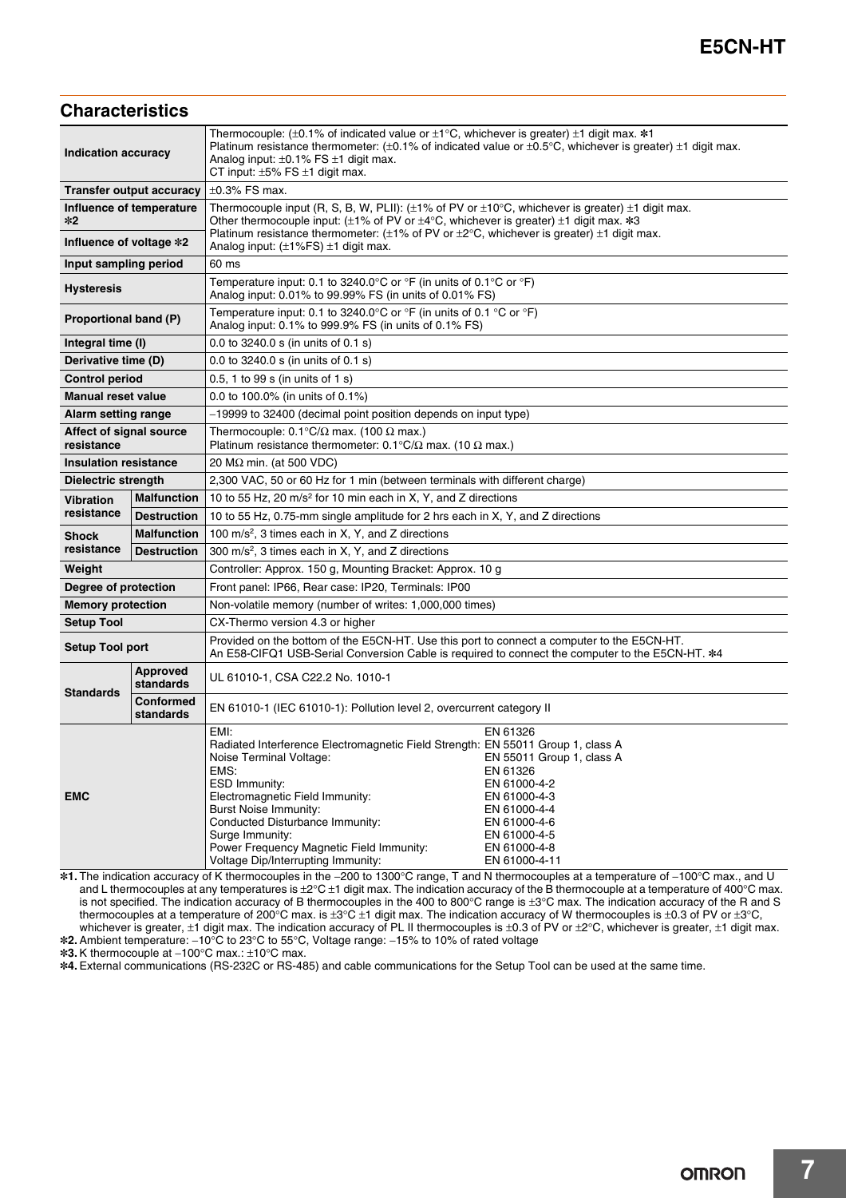## Characteristics

| | | |
|---|---|---|
| **Indication accuracy** | | Thermocouple: (±0.1% of indicated value or ±1°C, whichever is greater) ±1 digit max. *1<br>Platinum resistance thermometer: (±0.1% of indicated value or ±0.5°C, whichever is greater) ±1 digit max.<br>Analog input: ±0.1% FS ±1 digit max.<br>CT input: ±5% FS ±1 digit max. |
| **Transfer output accuracy** | | ±0.3% FS max. |
| **Influence of temperature *2** | | Thermocouple input (R, S, B, W, PLII): (±1% of PV or ±10°C, whichever is greater) ±1 digit max.<br>Other thermocouple input: (±1% of PV or ±4°C, whichever is greater) ±1 digit max. *3<br>Platinum resistance thermometer: (±1% of PV or ±2°C, whichever is greater) ±1 digit max.<br>Analog input: (±1%FS) ±1 digit max. |
| **Influence of voltage *2** | | |
| **Input sampling period** | | 60 ms |
| **Hysteresis** | | Temperature input: 0.1 to 3240.0°C or °F (in units of 0.1°C or °F)<br>Analog input: 0.01% to 99.99% FS (in units of 0.01% FS) |
| **Proportional band (P)** | | Temperature input: 0.1 to 3240.0°C or °F (in units of 0.1 °C or °F)<br>Analog input: 0.1% to 999.9% FS (in units of 0.1% FS) |
| **Integral time (I)** | | 0.0 to 3240.0 s (in units of 0.1 s) |
| **Derivative time (D)** | | 0.0 to 3240.0 s (in units of 0.1 s) |
| **Control period** | | 0.5, 1 to 99 s (in units of 1 s) |
| **Manual reset value** | | 0.0 to 100.0% (in units of 0.1%) |
| **Alarm setting range** | | −19999 to 32400 (decimal point position depends on input type) |
| **Affect of signal source resistance** | | Thermocouple: 0.1°C/Ω max. (100 Ω max.)<br>Platinum resistance thermometer: 0.1°C/Ω max. (10 Ω max.) |
| **Insulation resistance** | | 20 MΩ min. (at 500 VDC) |
| **Dielectric strength** | | 2,300 VAC, 50 or 60 Hz for 1 min (between terminals with different charge) |
| **Vibration resistance** | **Malfunction** | 10 to 55 Hz, 20 m/s$^2$ for 10 min each in X, Y, and Z directions |
| | **Destruction** | 10 to 55 Hz, 0.75-mm single amplitude for 2 hrs each in X, Y, and Z directions |
| **Shock resistance** | **Malfunction** | 100 m/s$^2$, 3 times each in X, Y, and Z directions |
| | **Destruction** | 300 m/s$^2$, 3 times each in X, Y, and Z directions |
| **Weight** | | Controller: Approx. 150 g, Mounting Bracket: Approx. 10 g |
| **Degree of protection** | | Front panel: IP66, Rear case: IP20, Terminals: IP00 |
| **Memory protection** | | Non-volatile memory (number of writes: 1,000,000 times) |
| **Setup Tool** | | CX-Thermo version 4.3 or higher |
| **Setup Tool port** | | Provided on the bottom of the E5CN-HT. Use this port to connect a computer to the E5CN-HT.<br>An E58-CIFQ1 USB-Serial Conversion Cable is required to connect the computer to the E5CN-HT. *4 |
| **Standards** | **Approved standards** | UL 61010-1, CSA C22.2 No. 1010-1 |
| | **Conformed standards** | EN 61010-1 (IEC 61010-1): Pollution level 2, overcurrent category II |
| **EMC** | | EMI: EN 61326<br>Radiated Interference Electromagnetic Field Strength: EN 55011 Group 1, class A<br>Noise Terminal Voltage: EN 55011 Group 1, class A<br>EMS: EN 61326<br>ESD Immunity: EN 61000-4-2<br>Electromagnetic Field Immunity: EN 61000-4-3<br>Burst Noise Immunity: EN 61000-4-4<br>Conducted Disturbance Immunity: EN 61000-4-6<br>Surge Immunity: EN 61000-4-5<br>Power Frequency Magnetic Field Immunity: EN 61000-4-8<br>Voltage Dip/Interrupting Immunity: EN 61000-4-11 |

*1. The indication accuracy of K thermocouples in the −200 to 1300°C range, T and N thermocouples at a temperature of −100°C max., and U and L thermocouples at any temperatures is ±2°C ±1 digit max. The indication accuracy of the B thermocouple at a temperature of 400°C max. is not specified. The indication accuracy of B thermocouples in the 400 to 800°C range is ±3°C max. The indication accuracy of the R and S thermocouples at a temperature of 200°C max. is ±3°C ±1 digit max. The indication accuracy of W thermocouples is ±0.3 of PV or ±3°C, whichever is greater, ±1 digit max. The indication accuracy of PL II thermocouples is ±0.3 of PV or ±2°C, whichever is greater, ±1 digit max.

*2. Ambient temperature: −10°C to 23°C to 55°C, Voltage range: −15% to 10% of rated voltage

*3. K thermocouple at −100°C max.: ±10°C max.

*4. External communications (RS-232C or RS-485) and cable communications for the Setup Tool can be used at the same time.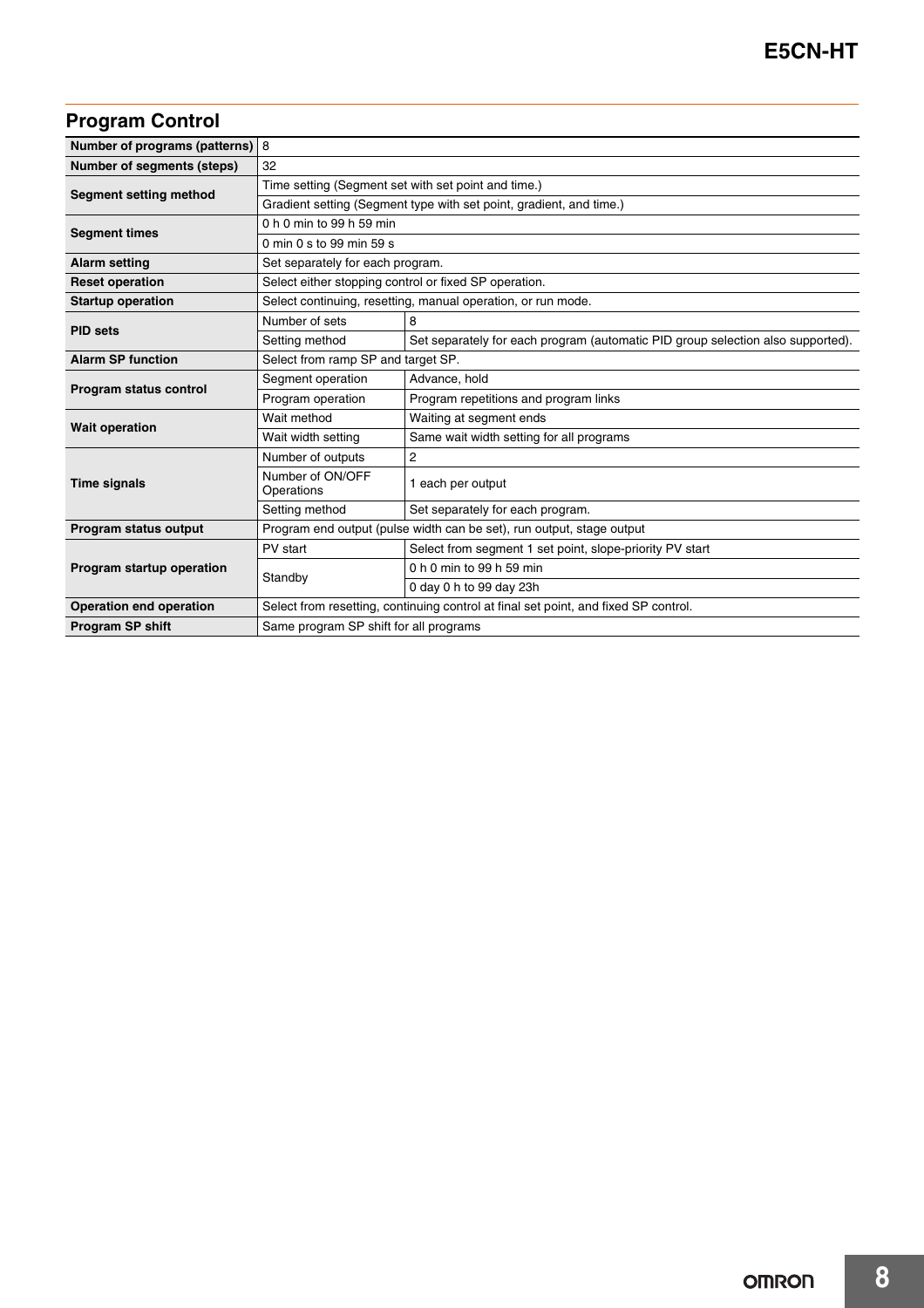## Program Control

| | | |
|---|---|---|
| **Number of programs (patterns)** | 8 | |
| **Number of segments (steps)** | 32 | |
| **Segment setting method** | Time setting (Segment set with set point and time.) | |
| | Gradient setting (Segment type with set point, gradient, and time.) | |
| **Segment times** | 0 h 0 min to 99 h 59 min | |
| | 0 min 0 s to 99 min 59 s | |
| **Alarm setting** | Set separately for each program. | |
| **Reset operation** | Select either stopping control or fixed SP operation. | |
| **Startup operation** | Select continuing, resetting, manual operation, or run mode. | |
| **PID sets** | Number of sets | 8 |
| | Setting method | Set separately for each program (automatic PID group selection also supported). |
| **Alarm SP function** | Select from ramp SP and target SP. | |
| **Program status control** | Segment operation | Advance, hold |
| | Program operation | Program repetitions and program links |
| **Wait operation** | Wait method | Waiting at segment ends |
| | Wait width setting | Same wait width setting for all programs |
| **Time signals** | Number of outputs | 2 |
| | Number of ON/OFF Operations | 1 each per output |
| | Setting method | Set separately for each program. |
| **Program status output** | Program end output (pulse width can be set), run output, stage output | |
| **Program startup operation** | PV start | Select from segment 1 set point, slope-priority PV start |
| | Standby | 0 h 0 min to 99 h 59 min |
| | | 0 day 0 h to 99 day 23h |
| **Operation end operation** | Select from resetting, continuing control at final set point, and fixed SP control. | |
| **Program SP shift** | Same program SP shift for all programs | |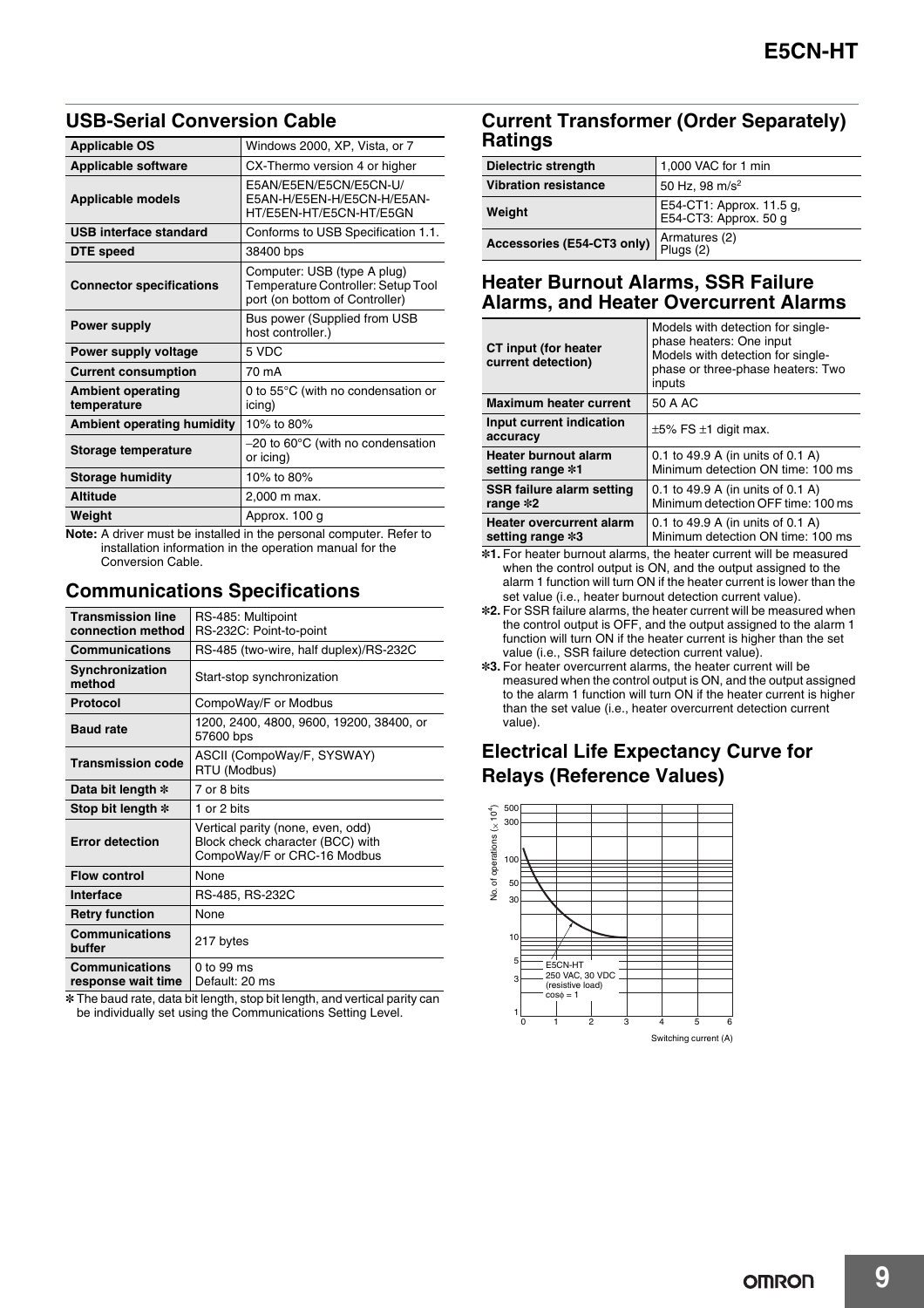## USB-Serial Conversion Cable

| Applicable OS | Windows 2000, XP, Vista, or 7 |
|---|---|
| Applicable software | CX-Thermo version 4 or higher |
| Applicable models | E5AN/E5EN/E5CN/E5CN-U/ E5AN-H/E5EN-H/E5CN-H/E5AN-HT/E5EN-HT/E5CN-HT/E5GN |
| USB interface standard | Conforms to USB Specification 1.1. |
| DTE speed | 38400 bps |
| Connector specifications | Computer: USB (type A plug) Temperature Controller: Setup Tool port (on bottom of Controller) |
| Power supply | Bus power (Supplied from USB host controller.) |
| Power supply voltage | 5 VDC |
| Current consumption | 70 mA |
| Ambient operating temperature | 0 to 55°C (with no condensation or icing) |
| Ambient operating humidity | 10% to 80% |
| Storage temperature | −20 to 60°C (with no condensation or icing) |
| Storage humidity | 10% to 80% |
| Altitude | 2,000 m max. |
| Weight | Approx. 100 g |

**Note:** A driver must be installed in the personal computer. Refer to installation information in the operation manual for the Conversion Cable.

## Communications Specifications

| Transmission line connection method | RS-485: Multipoint RS-232C: Point-to-point |
|---|---|
| Communications | RS-485 (two-wire, half duplex)/RS-232C |
| Synchronization method | Start-stop synchronization |
| Protocol | CompoWay/F or Modbus |
| Baud rate | 1200, 2400, 4800, 9600, 19200, 38400, or 57600 bps |
| Transmission code | ASCII (CompoWay/F, SYSWAY) RTU (Modbus) |
| Data bit length * | 7 or 8 bits |
| Stop bit length * | 1 or 2 bits |
| Error detection | Vertical parity (none, even, odd) Block check character (BCC) with CompoWay/F or CRC-16 Modbus |
| Flow control | None |
| Interface | RS-485, RS-232C |
| Retry function | None |
| Communications buffer | 217 bytes |
| Communications response wait time | 0 to 99 ms Default: 20 ms |

* The baud rate, data bit length, stop bit length, and vertical parity can be individually set using the Communications Setting Level.

## Current Transformer (Order Separately) Ratings

| Dielectric strength | 1,000 VAC for 1 min |
|---|---|
| Vibration resistance | 50 Hz, 98 $m/s^2$ |
| Weight | E54-CT1: Approx. 11.5 g, E54-CT3: Approx. 50 g |
| Accessories (E54-CT3 only) | Armatures (2) Plugs (2) |

## Heater Burnout Alarms, SSR Failure Alarms, and Heater Overcurrent Alarms

| CT input (for heater current detection) | Models with detection for single-phase heaters: One input Models with detection for single-phase or three-phase heaters: Two inputs |
|---|---|
| Maximum heater current | 50 A AC |
| Input current indication accuracy | ±5% FS ±1 digit max. |
| Heater burnout alarm setting range *1 | 0.1 to 49.9 A (in units of 0.1 A) Minimum detection ON time: 100 ms |
| SSR failure alarm setting range *2 | 0.1 to 49.9 A (in units of 0.1 A) Minimum detection OFF time: 100 ms |
| Heater overcurrent alarm setting range *3 | 0.1 to 49.9 A (in units of 0.1 A) Minimum detection ON time: 100 ms |

*1. For heater burnout alarms, the heater current will be measured when the control output is ON, and the output assigned to the alarm 1 function will turn ON if the heater current is lower than the set value (i.e., heater burnout detection current value).

*2. For SSR failure alarms, the heater current will be measured when the control output is OFF, and the output assigned to the alarm 1 function will turn ON if the heater current is higher than the set value (i.e., SSR failure detection current value).

*3. For heater overcurrent alarms, the heater current will be measured when the control output is ON, and the output assigned to the alarm 1 function will turn ON if the heater current is higher than the set value (i.e., heater overcurrent detection current value).

## Electrical Life Expectancy Curve for Relays (Reference Values)

No. of operations ($\times 10^4$) vs. Switching current (A)

E5CN-HT 250 VAC, 30 VDC (resistive load) $\cos\phi = 1$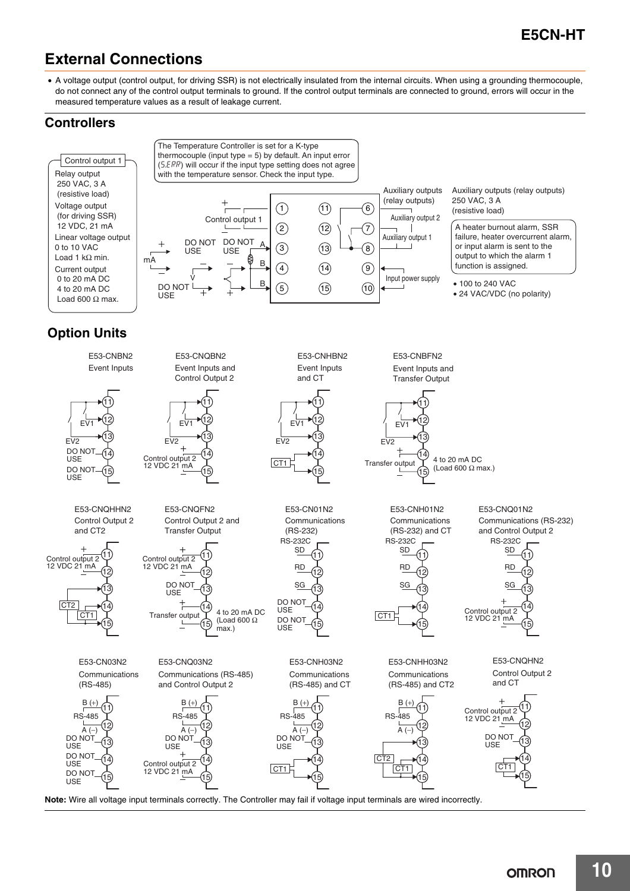## External Connections

- A voltage output (control output, for driving SSR) is not electrically insulated from the internal circuits. When using a grounding thermocouple, do not connect any of the control output terminals to ground. If the control output terminals are connected to ground, errors will occur in the measured temperature values as a result of leakage current.

### Controllers

**Control output 1**

Relay output
250 VAC, 3 A
(resistive load)

Voltage output
(for driving SSR)
12 VDC, 21 mA

Linear voltage output
0 to 10 VAC
Load 1 kΩ min.

Current output
0 to 20 mA DC
4 to 20 mA DC
Load 600 Ω max.

The Temperature Controller is set for a K-type thermocouple (input type = 5) by default. An input error (S.ERR) will occur if the input type setting does not agree with the temperature sensor. Check the input type.

Terminals: 1 2 3 4 5 / 11 12 13 14 15 / 6 7 8 9 10

Control output 1 (+ 1, – 2); mA (+ 3, – 4); V (– 4, + 5); DO NOT USE; A, B, B

Auxiliary outputs (relay outputs): Auxiliary output 2 (6, 7), Auxiliary output 1 (7, 8)

Input power supply (9, 10)

Auxiliary outputs (relay outputs)
250 VAC, 3 A
(resistive load)

A heater burnout alarm, SSR failure, heater overcurrent alarm, or input alarm is sent to the output to which the alarm 1 function is assigned.

- 100 to 240 VAC
- 24 VAC/VDC (no polarity)

### Option Units

| Model | Function | 11 | 12 | 13 | 14 | 15 |
|---|---|---|---|---|---|---|
| E53-CNBN2 | Event Inputs | EV1/EV2 common | EV1 | EV2 | DO NOT USE | DO NOT USE |
| E53-CNQBN2 | Event Inputs and Control Output 2 | EV1/EV2 common | EV1 | EV2 | Control output 2 12 VDC 21 mA (+) | Control output 2 (–) |
| E53-CNHBN2 | Event Inputs and CT | EV1/EV2 common | EV1 | EV2 | CT1 | CT1 |
| E53-CNBFN2 | Event Inputs and Transfer Output | EV1/EV2 common | EV1 | EV2 | Transfer output (+) 4 to 20 mA DC (Load 600 Ω max.) | Transfer output (–) |
| E53-CNQHHN2 | Control Output 2 and CT2 | Control output 2 12 VDC 21 mA (+) | Control output 2 (–) | CT2 | CT1 | CT1/CT2 common |
| E53-CNQFN2 | Control Output 2 and Transfer Output | Control output 2 12 VDC 21 mA (+) | Control output 2 (–) | DO NOT USE | Transfer output (+) 4 to 20 mA DC (Load 600 Ω max.) | Transfer output (–) |
| E53-CN01N2 | Communications (RS-232) | RS-232C SD | RD | SG | DO NOT USE | DO NOT USE |
| E53-CNH01N2 | Communications (RS-232) and CT | RS-232C SD | RD | SG | CT1 | CT1 |
| E53-CNQ01N2 | Communications (RS-232) and Control Output 2 | RS-232C SD | RD | SG | Control output 2 12 VDC 21 mA (+) | Control output 2 (–) |
| E53-CN03N2 | Communications (RS-485) | RS-485 B (+) | RS-485 A (–) | DO NOT USE | DO NOT USE | DO NOT USE |
| E53-CNQ03N2 | Communications (RS-485) and Control Output 2 | RS-485 B (+) | RS-485 A (–) | DO NOT USE | Control output 2 12 VDC 21 mA (+) | Control output 2 (–) |
| E53-CNH03N2 | Communications (RS-485) and CT | RS-485 B (+) | RS-485 A (–) | DO NOT USE | CT1 | CT1 |
| E53-CNHH03N2 | Communications (RS-485) and CT2 | RS-485 B (+) | RS-485 A (–) | CT2 | CT1 | CT1/CT2 common |
| E53-CNQHN2 | Control Output 2 and CT | Control output 2 12 VDC 21 mA (+) | Control output 2 (–) | DO NOT USE | CT1 | CT1 |

**Note:** Wire all voltage input terminals correctly. The Controller may fail if voltage input terminals are wired incorrectly.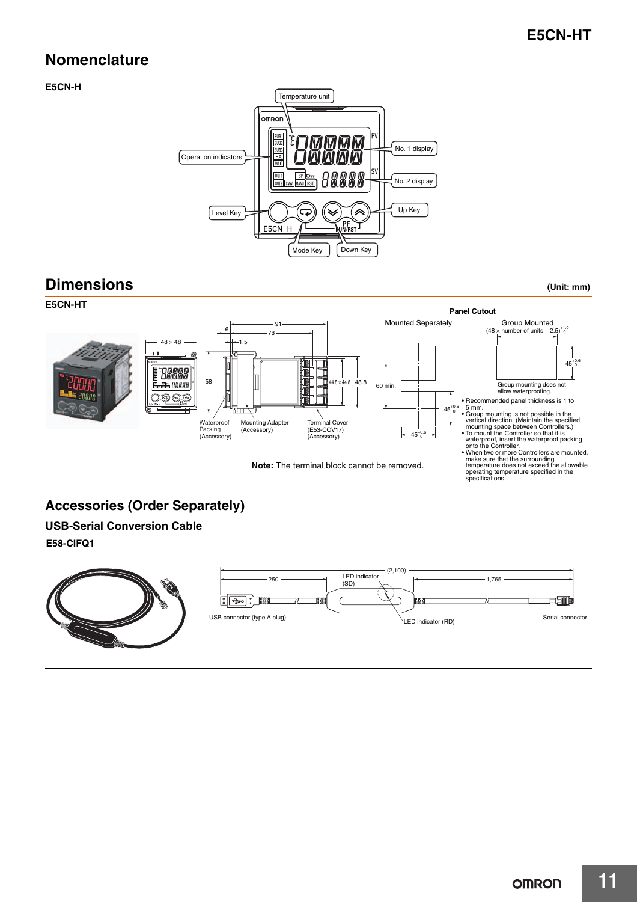## Nomenclature

### E5CN-H

Temperature unit

Operation indicators

No. 1 display

No. 2 display

Level Key

Up Key

Mode Key

Down Key

## Dimensions

(Unit: mm)

### E5CN-HT

48 × 48

91

78

6

1.5

58

44.8 × 44.8

48.8

Waterproof Packing (Accessory)

Mounting Adapter (Accessory)

Terminal Cover (E53-COV17) (Accessory)

**Note:** The terminal block cannot be removed.

**Panel Cutout**

Mounted Separately

60 min.

$45^{+0.6}_{0}$

$45^{+0.6}_{0}$

Group Mounted

$(48 \times \text{number of units} - 2.5)^{+1.0}_{0}$

$45^{+0.6}_{0}$

Group mounting does not allow waterproofing.

- Recommended panel thickness is 1 to 5 mm.
- Group mounting is not possible in the vertical direction. (Maintain the specified mounting space between Controllers.)
- To mount the Controller so that it is waterproof, insert the waterproof packing onto the Controller.
- When two or more Controllers are mounted, make sure that the surrounding temperature does not exceed the allowable operating temperature specified in the specifications.

## Accessories (Order Separately)

### USB-Serial Conversion Cable

#### E58-CIFQ1

(2,100)

250

1,765

LED indicator (SD)

USB connector (type A plug)

LED indicator (RD)

Serial connector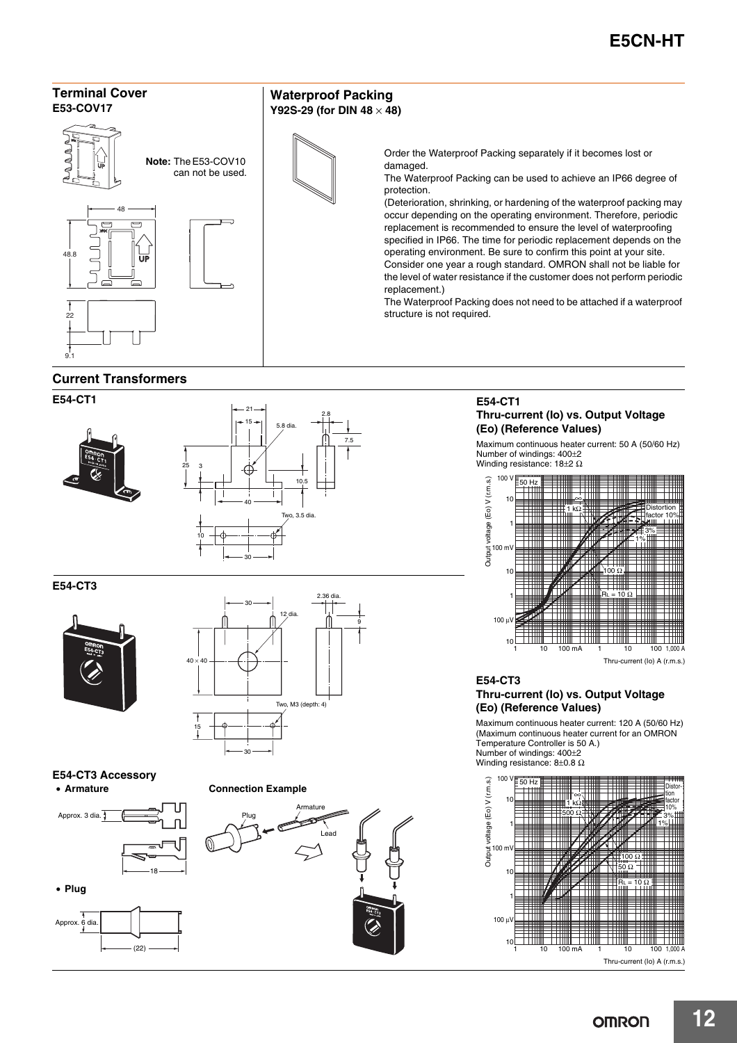## Terminal Cover

### E53-COV17

**Note:** The E53-COV10 can not be used.

48

48.8

22

9.1

## Waterproof Packing

### Y92S-29 (for DIN 48 × 48)

Order the Waterproof Packing separately if it becomes lost or damaged.

The Waterproof Packing can be used to achieve an IP66 degree of protection.

(Deterioration, shrinking, or hardening of the waterproof packing may occur depending on the operating environment. Therefore, periodic replacement is recommended to ensure the level of waterproofing specified in IP66. The time for periodic replacement depends on the operating environment. Be sure to confirm this point at your site. Consider one year a rough standard. OMRON shall not be liable for the level of water resistance if the customer does not perform periodic replacement.)

The Waterproof Packing does not need to be attached if a waterproof structure is not required.

## Current Transformers

### E54-CT1

21, 15, 5.8 dia., 2.8, 7.5, 25, 3, 10.5, 40, Two, 3.5 dia., 10, 30

### E54-CT3

30, 2.36 dia., 12 dia., 9, 40 × 40, Two, M3 (depth: 4), 15, 30

### E54-CT3 Accessory

- **Armature**

Approx. 3 dia., 18

- **Plug**

Approx. 6 dia., (22)

**Connection Example**

Plug, Armature, Lead

### E54-CT1

**Thru-current (Io) vs. Output Voltage (Eo) (Reference Values)**

Maximum continuous heater current: 50 A (50/60 Hz)
Number of windings: 400±2
Winding resistance: 18±2 Ω

Output voltage (Eo) V (r.m.s.) vs. Thru-current (Io) A (r.m.s.); 50 Hz; curves: ∞, 1 kΩ, 100 Ω, $R_L$ = 10 Ω; Distortion factor 10%, 3%, 1%

### E54-CT3

**Thru-current (Io) vs. Output Voltage (Eo) (Reference Values)**

Maximum continuous heater current: 120 A (50/60 Hz)
(Maximum continuous heater current for an OMRON Temperature Controller is 50 A.)
Number of windings: 400±2
Winding resistance: 8±0.8 Ω

Output voltage (Eo) V (r.m.s.) vs. Thru-current (Io) A (r.m.s.); 50 Hz; curves: ∞, 1 kΩ, 500 Ω, 100 Ω, 50 Ω, $R_L$ = 10 Ω; Distortion factor 10%, 3%, 1%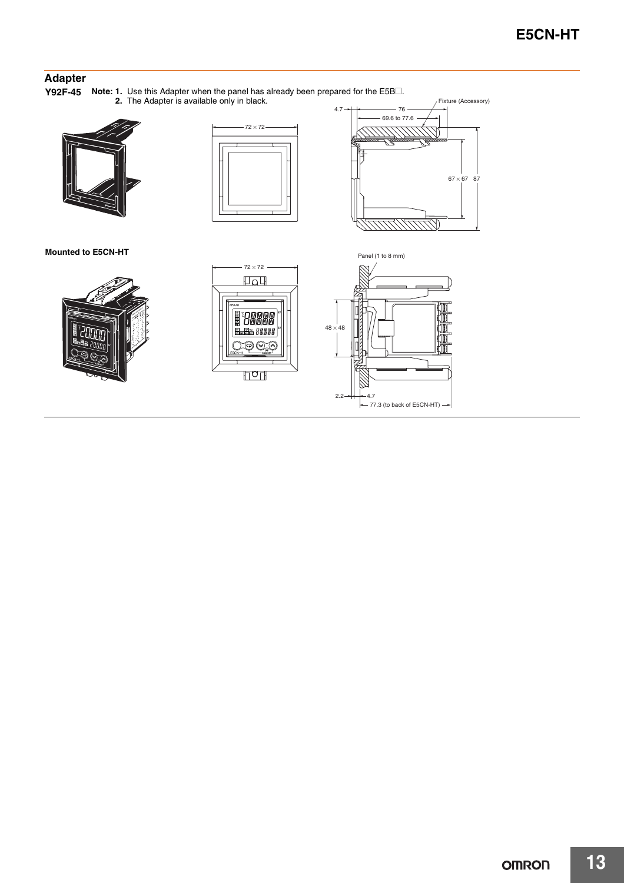## Adapter

**Y92F-45** **Note: 1.** Use this Adapter when the panel has already been prepared for the E5B□.

**2.** The Adapter is available only in black.

72 × 72

4.7

76

69.6 to 77.6

Fixture (Accessory)

67 × 67

87

**Mounted to E5CN-HT**

72 × 72

Panel (1 to 8 mm)

48 × 48

2.2

4.7

77.3 (to back of E5CN-HT)